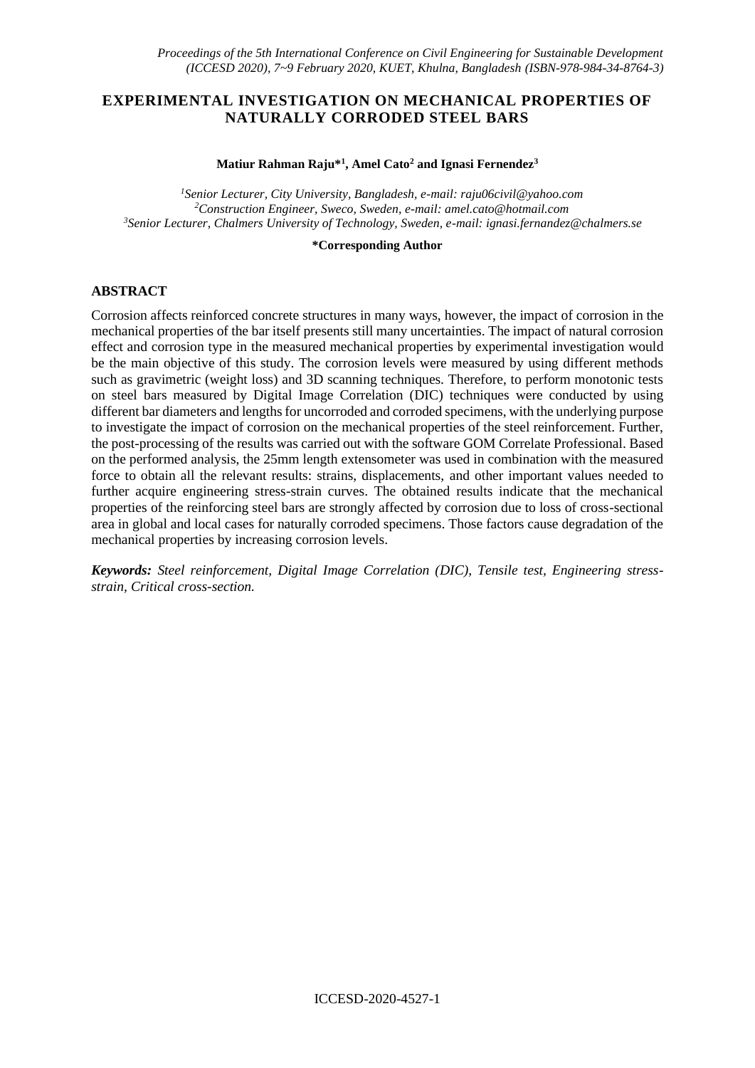# EXPERIMENTAL INVESTIGATION ON MECHANICAL PROPERTIES OF NATURALLY CORRODED STEEL BARS

**Matiur Rahman Raju*[1], Amel Cato[2] and Ignasi Fernendez[3]**

*[1]Senior Lecturer, City University, Bangladesh, e-mail: raju06civil@yahoo.com*
*[2]Construction Engineer, Sweco, Sweden, e-mail: amel.cato@hotmail.com*
*[3]Senior Lecturer, Chalmers University of Technology, Sweden, e-mail: ignasi.fernandez@chalmers.se*

**\*Corresponding Author**

## ABSTRACT

Corrosion affects reinforced concrete structures in many ways, however, the impact of corrosion in the mechanical properties of the bar itself presents still many uncertainties. The impact of natural corrosion effect and corrosion type in the measured mechanical properties by experimental investigation would be the main objective of this study. The corrosion levels were measured by using different methods such as gravimetric (weight loss) and 3D scanning techniques. Therefore, to perform monotonic tests on steel bars measured by Digital Image Correlation (DIC) techniques were conducted by using different bar diameters and lengths for uncorroded and corroded specimens, with the underlying purpose to investigate the impact of corrosion on the mechanical properties of the steel reinforcement. Further, the post-processing of the results was carried out with the software GOM Correlate Professional. Based on the performed analysis, the 25mm length extensometer was used in combination with the measured force to obtain all the relevant results: strains, displacements, and other important values needed to further acquire engineering stress-strain curves. The obtained results indicate that the mechanical properties of the reinforcing steel bars are strongly affected by corrosion due to loss of cross-sectional area in global and local cases for naturally corroded specimens. Those factors cause degradation of the mechanical properties by increasing corrosion levels.

***Keywords:*** *Steel reinforcement, Digital Image Correlation (DIC), Tensile test, Engineering stress-strain, Critical cross-section.*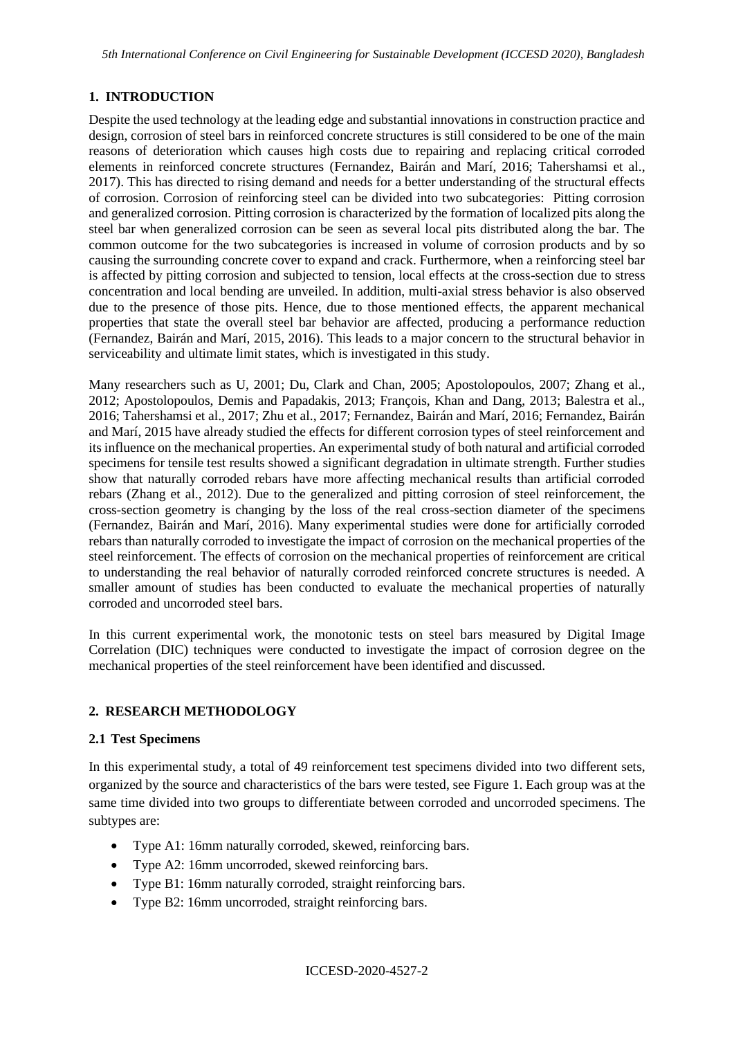## 1. INTRODUCTION

Despite the used technology at the leading edge and substantial innovations in construction practice and design, corrosion of steel bars in reinforced concrete structures is still considered to be one of the main reasons of deterioration which causes high costs due to repairing and replacing critical corroded elements in reinforced concrete structures (Fernandez, Bairán and Marí, 2016; Tahershamsi et al., 2017). This has directed to rising demand and needs for a better understanding of the structural effects of corrosion. Corrosion of reinforcing steel can be divided into two subcategories: Pitting corrosion and generalized corrosion. Pitting corrosion is characterized by the formation of localized pits along the steel bar when generalized corrosion can be seen as several local pits distributed along the bar. The common outcome for the two subcategories is increased in volume of corrosion products and by so causing the surrounding concrete cover to expand and crack. Furthermore, when a reinforcing steel bar is affected by pitting corrosion and subjected to tension, local effects at the cross-section due to stress concentration and local bending are unveiled. In addition, multi-axial stress behavior is also observed due to the presence of those pits. Hence, due to those mentioned effects, the apparent mechanical properties that state the overall steel bar behavior are affected, producing a performance reduction (Fernandez, Bairán and Marí, 2015, 2016). This leads to a major concern to the structural behavior in serviceability and ultimate limit states, which is investigated in this study.

Many researchers such as U, 2001; Du, Clark and Chan, 2005; Apostolopoulos, 2007; Zhang et al., 2012; Apostolopoulos, Demis and Papadakis, 2013; François, Khan and Dang, 2013; Balestra et al., 2016; Tahershamsi et al., 2017; Zhu et al., 2017; Fernandez, Bairán and Marí, 2016; Fernandez, Bairán and Marí, 2015 have already studied the effects for different corrosion types of steel reinforcement and its influence on the mechanical properties. An experimental study of both natural and artificial corroded specimens for tensile test results showed a significant degradation in ultimate strength. Further studies show that naturally corroded rebars have more affecting mechanical results than artificial corroded rebars (Zhang et al., 2012). Due to the generalized and pitting corrosion of steel reinforcement, the cross-section geometry is changing by the loss of the real cross-section diameter of the specimens (Fernandez, Bairán and Marí, 2016). Many experimental studies were done for artificially corroded rebars than naturally corroded to investigate the impact of corrosion on the mechanical properties of the steel reinforcement. The effects of corrosion on the mechanical properties of reinforcement are critical to understanding the real behavior of naturally corroded reinforced concrete structures is needed. A smaller amount of studies has been conducted to evaluate the mechanical properties of naturally corroded and uncorroded steel bars.

In this current experimental work, the monotonic tests on steel bars measured by Digital Image Correlation (DIC) techniques were conducted to investigate the impact of corrosion degree on the mechanical properties of the steel reinforcement have been identified and discussed.

## 2. RESEARCH METHODOLOGY

### 2.1 Test Specimens

In this experimental study, a total of 49 reinforcement test specimens divided into two different sets, organized by the source and characteristics of the bars were tested, see Figure 1. Each group was at the same time divided into two groups to differentiate between corroded and uncorroded specimens. The subtypes are:

- Type A1: 16mm naturally corroded, skewed, reinforcing bars.
- Type A2: 16mm uncorroded, skewed reinforcing bars.
- Type B1: 16mm naturally corroded, straight reinforcing bars.
- Type B2: 16mm uncorroded, straight reinforcing bars.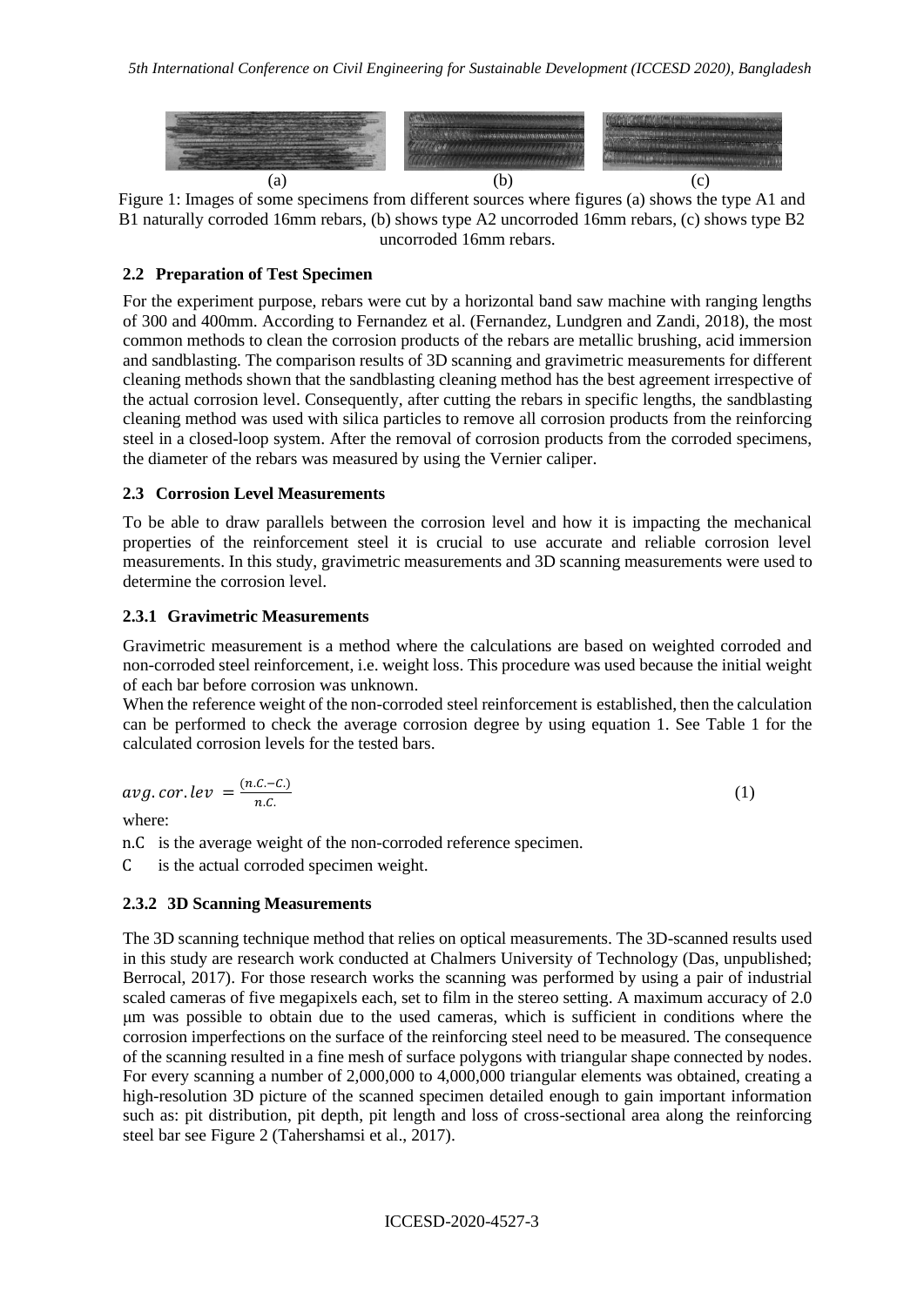(a) (b) (c)

Figure 1: Images of some specimens from different sources where figures (a) shows the type A1 and B1 naturally corroded 16mm rebars, (b) shows type A2 uncorroded 16mm rebars, (c) shows type B2 uncorroded 16mm rebars.

### 2.2 Preparation of Test Specimen

For the experiment purpose, rebars were cut by a horizontal band saw machine with ranging lengths of 300 and 400mm. According to Fernandez et al. (Fernandez, Lundgren and Zandi, 2018), the most common methods to clean the corrosion products of the rebars are metallic brushing, acid immersion and sandblasting. The comparison results of 3D scanning and gravimetric measurements for different cleaning methods shown that the sandblasting cleaning method has the best agreement irrespective of the actual corrosion level. Consequently, after cutting the rebars in specific lengths, the sandblasting cleaning method was used with silica particles to remove all corrosion products from the reinforcing steel in a closed-loop system. After the removal of corrosion products from the corroded specimens, the diameter of the rebars was measured by using the Vernier caliper.

### 2.3 Corrosion Level Measurements

To be able to draw parallels between the corrosion level and how it is impacting the mechanical properties of the reinforcement steel it is crucial to use accurate and reliable corrosion level measurements. In this study, gravimetric measurements and 3D scanning measurements were used to determine the corrosion level.

#### 2.3.1 Gravimetric Measurements

Gravimetric measurement is a method where the calculations are based on weighted corroded and non-corroded steel reinforcement, i.e. weight loss. This procedure was used because the initial weight of each bar before corrosion was unknown.

When the reference weight of the non-corroded steel reinforcement is established, then the calculation can be performed to check the average corrosion degree by using equation 1. See Table 1 for the calculated corrosion levels for the tested bars.

$$avg.\,cor.\,lev = \frac{(n.C. - C.)}{n.C.} \quad (1)$$

where:

n.C is the average weight of the non-corroded reference specimen.

C is the actual corroded specimen weight.

#### 2.3.2 3D Scanning Measurements

The 3D scanning technique method that relies on optical measurements. The 3D-scanned results used in this study are research work conducted at Chalmers University of Technology (Das, unpublished; Berrocal, 2017). For those research works the scanning was performed by using a pair of industrial scaled cameras of five megapixels each, set to film in the stereo setting. A maximum accuracy of 2.0 μm was possible to obtain due to the used cameras, which is sufficient in conditions where the corrosion imperfections on the surface of the reinforcing steel need to be measured. The consequence of the scanning resulted in a fine mesh of surface polygons with triangular shape connected by nodes. For every scanning a number of 2,000,000 to 4,000,000 triangular elements was obtained, creating a high-resolution 3D picture of the scanned specimen detailed enough to gain important information such as: pit distribution, pit depth, pit length and loss of cross-sectional area along the reinforcing steel bar see Figure 2 (Tahershamsi et al., 2017).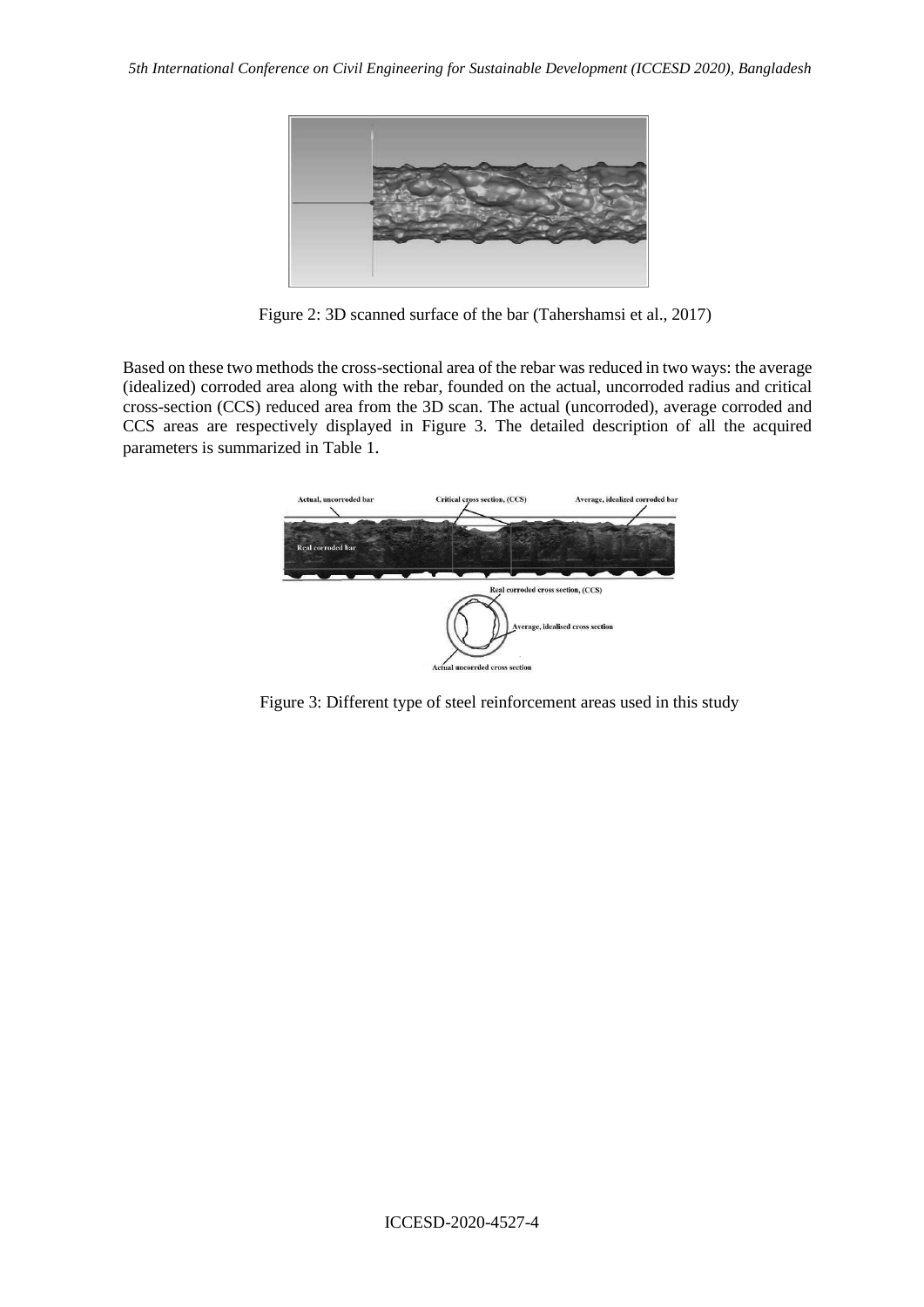Figure 2: 3D scanned surface of the bar (Tahershamsi et al., 2017)

Based on these two methods the cross-sectional area of the rebar was reduced in two ways: the average (idealized) corroded area along with the rebar, founded on the actual, uncorroded radius and critical cross-section (CCS) reduced area from the 3D scan. The actual (uncorroded), average corroded and CCS areas are respectively displayed in Figure 3. The detailed description of all the acquired parameters is summarized in Table 1.

Figure 3: Different type of steel reinforcement areas used in this study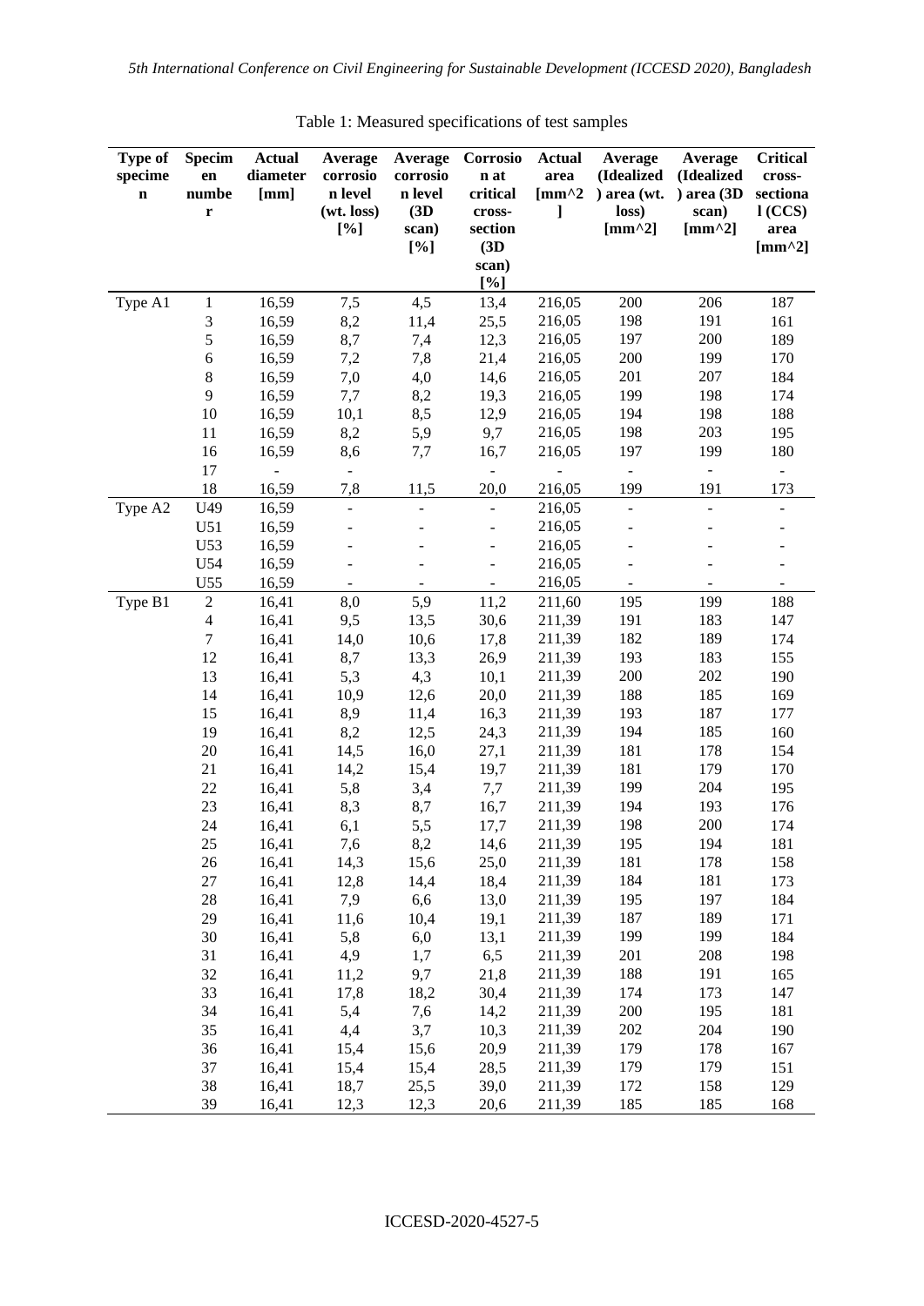Table 1: Measured specifications of test samples

| Type of specimen | Specimen number | Actual diameter [mm] | Average corrosion level (wt. loss) [%] | Average corrosion level (3D scan) [%] | Corrosion at critical cross-section (3D scan) [%] | Actual area [mm^2] | Average (Idealized) area (wt. loss) [mm^2] | Average (Idealized) area (3D scan) [mm^2] | Critical cross-sectional (CCS) area [mm^2] |
|---|---|---|---|---|---|---|---|---|---|
| Type A1 | 1 | 16,59 | 7,5 | 4,5 | 13,4 | 216,05 | 200 | 206 | 187 |
| | 3 | 16,59 | 8,2 | 11,4 | 25,5 | 216,05 | 198 | 191 | 161 |
| | 5 | 16,59 | 8,7 | 7,4 | 12,3 | 216,05 | 197 | 200 | 189 |
| | 6 | 16,59 | 7,2 | 7,8 | 21,4 | 216,05 | 200 | 199 | 170 |
| | 8 | 16,59 | 7,0 | 4,0 | 14,6 | 216,05 | 201 | 207 | 184 |
| | 9 | 16,59 | 7,7 | 8,2 | 19,3 | 216,05 | 199 | 198 | 174 |
| | 10 | 16,59 | 10,1 | 8,5 | 12,9 | 216,05 | 194 | 198 | 188 |
| | 11 | 16,59 | 8,2 | 5,9 | 9,7 | 216,05 | 198 | 203 | 195 |
| | 16 | 16,59 | 8,6 | 7,7 | 16,7 | 216,05 | 197 | 199 | 180 |
| | 17 | - | - | | - | - | - | - | - |
| | 18 | 16,59 | 7,8 | 11,5 | 20,0 | 216,05 | 199 | 191 | 173 |
| Type A2 | U49 | 16,59 | - | - | - | 216,05 | - | - | - |
| | U51 | 16,59 | - | - | - | 216,05 | - | - | - |
| | U53 | 16,59 | - | - | - | 216,05 | - | - | - |
| | U54 | 16,59 | - | - | - | 216,05 | - | - | - |
| | U55 | 16,59 | - | - | - | 216,05 | - | - | - |
| Type B1 | 2 | 16,41 | 8,0 | 5,9 | 11,2 | 211,60 | 195 | 199 | 188 |
| | 4 | 16,41 | 9,5 | 13,5 | 30,6 | 211,39 | 191 | 183 | 147 |
| | 7 | 16,41 | 14,0 | 10,6 | 17,8 | 211,39 | 182 | 189 | 174 |
| | 12 | 16,41 | 8,7 | 13,3 | 26,9 | 211,39 | 193 | 183 | 155 |
| | 13 | 16,41 | 5,3 | 4,3 | 10,1 | 211,39 | 200 | 202 | 190 |
| | 14 | 16,41 | 10,9 | 12,6 | 20,0 | 211,39 | 188 | 185 | 169 |
| | 15 | 16,41 | 8,9 | 11,4 | 16,3 | 211,39 | 193 | 187 | 177 |
| | 19 | 16,41 | 8,2 | 12,5 | 24,3 | 211,39 | 194 | 185 | 160 |
| | 20 | 16,41 | 14,5 | 16,0 | 27,1 | 211,39 | 181 | 178 | 154 |
| | 21 | 16,41 | 14,2 | 15,4 | 19,7 | 211,39 | 181 | 179 | 170 |
| | 22 | 16,41 | 5,8 | 3,4 | 7,7 | 211,39 | 199 | 204 | 195 |
| | 23 | 16,41 | 8,3 | 8,7 | 16,7 | 211,39 | 194 | 193 | 176 |
| | 24 | 16,41 | 6,1 | 5,5 | 17,7 | 211,39 | 198 | 200 | 174 |
| | 25 | 16,41 | 7,6 | 8,2 | 14,6 | 211,39 | 195 | 194 | 181 |
| | 26 | 16,41 | 14,3 | 15,6 | 25,0 | 211,39 | 181 | 178 | 158 |
| | 27 | 16,41 | 12,8 | 14,4 | 18,4 | 211,39 | 184 | 181 | 173 |
| | 28 | 16,41 | 7,9 | 6,6 | 13,0 | 211,39 | 195 | 197 | 184 |
| | 29 | 16,41 | 11,6 | 10,4 | 19,1 | 211,39 | 187 | 189 | 171 |
| | 30 | 16,41 | 5,8 | 6,0 | 13,1 | 211,39 | 199 | 199 | 184 |
| | 31 | 16,41 | 4,9 | 1,7 | 6,5 | 211,39 | 201 | 208 | 198 |
| | 32 | 16,41 | 11,2 | 9,7 | 21,8 | 211,39 | 188 | 191 | 165 |
| | 33 | 16,41 | 17,8 | 18,2 | 30,4 | 211,39 | 174 | 173 | 147 |
| | 34 | 16,41 | 5,4 | 7,6 | 14,2 | 211,39 | 200 | 195 | 181 |
| | 35 | 16,41 | 4,4 | 3,7 | 10,3 | 211,39 | 202 | 204 | 190 |
| | 36 | 16,41 | 15,4 | 15,6 | 20,9 | 211,39 | 179 | 178 | 167 |
| | 37 | 16,41 | 15,4 | 15,4 | 28,5 | 211,39 | 179 | 179 | 151 |
| | 38 | 16,41 | 18,7 | 25,5 | 39,0 | 211,39 | 172 | 158 | 129 |
| | 39 | 16,41 | 12,3 | 12,3 | 20,6 | 211,39 | 185 | 185 | 168 |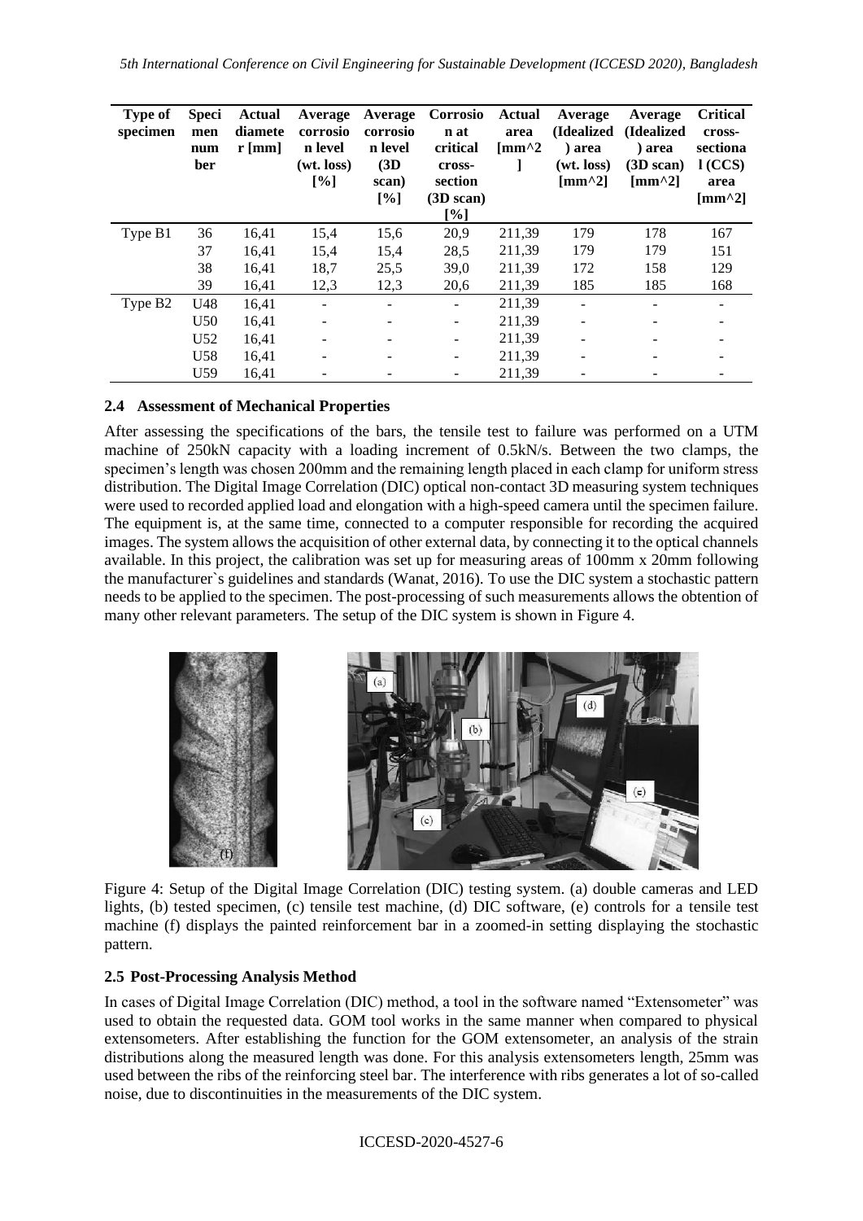| Type of specimen | Specimen number | Actual diameter [mm] | Average corrosion level (wt. loss) [%] | Average corrosion level (3D scan) [%] | Corrosion at critical cross-section (3D scan) [%] | Actual area [mm^2] | Average (Idealized) area (wt. loss) [mm^2] | Average (Idealized) area (3D scan) [mm^2] | Critical cross-sectional (CCS) area [mm^2] |
|---|---|---|---|---|---|---|---|---|---|
| Type B1 | 36 | 16,41 | 15,4 | 15,6 | 20,9 | 211,39 | 179 | 178 | 167 |
| | 37 | 16,41 | 15,4 | 15,4 | 28,5 | 211,39 | 179 | 179 | 151 |
| | 38 | 16,41 | 18,7 | 25,5 | 39,0 | 211,39 | 172 | 158 | 129 |
| | 39 | 16,41 | 12,3 | 12,3 | 20,6 | 211,39 | 185 | 185 | 168 |
| Type B2 | U48 | 16,41 | - | - | - | 211,39 | - | - | - |
| | U50 | 16,41 | - | - | - | 211,39 | - | - | - |
| | U52 | 16,41 | - | - | - | 211,39 | - | - | - |
| | U58 | 16,41 | - | - | - | 211,39 | - | - | - |
| | U59 | 16,41 | - | - | - | 211,39 | - | - | - |

### 2.4 Assessment of Mechanical Properties

After assessing the specifications of the bars, the tensile test to failure was performed on a UTM machine of 250kN capacity with a loading increment of 0.5kN/s. Between the two clamps, the specimen's length was chosen 200mm and the remaining length placed in each clamp for uniform stress distribution. The Digital Image Correlation (DIC) optical non-contact 3D measuring system techniques were used to recorded applied load and elongation with a high-speed camera until the specimen failure. The equipment is, at the same time, connected to a computer responsible for recording the acquired images. The system allows the acquisition of other external data, by connecting it to the optical channels available. In this project, the calibration was set up for measuring areas of 100mm x 20mm following the manufacturer`s guidelines and standards (Wanat, 2016). To use the DIC system a stochastic pattern needs to be applied to the specimen. The post-processing of such measurements allows the obtention of many other relevant parameters. The setup of the DIC system is shown in Figure 4.

Figure 4: Setup of the Digital Image Correlation (DIC) testing system. (a) double cameras and LED lights, (b) tested specimen, (c) tensile test machine, (d) DIC software, (e) controls for a tensile test machine (f) displays the painted reinforcement bar in a zoomed-in setting displaying the stochastic pattern.

### 2.5 Post-Processing Analysis Method

In cases of Digital Image Correlation (DIC) method, a tool in the software named "Extensometer" was used to obtain the requested data. GOM tool works in the same manner when compared to physical extensometers. After establishing the function for the GOM extensometer, an analysis of the strain distributions along the measured length was done. For this analysis extensometers length, 25mm was used between the ribs of the reinforcing steel bar. The interference with ribs generates a lot of so-called noise, due to discontinuities in the measurements of the DIC system.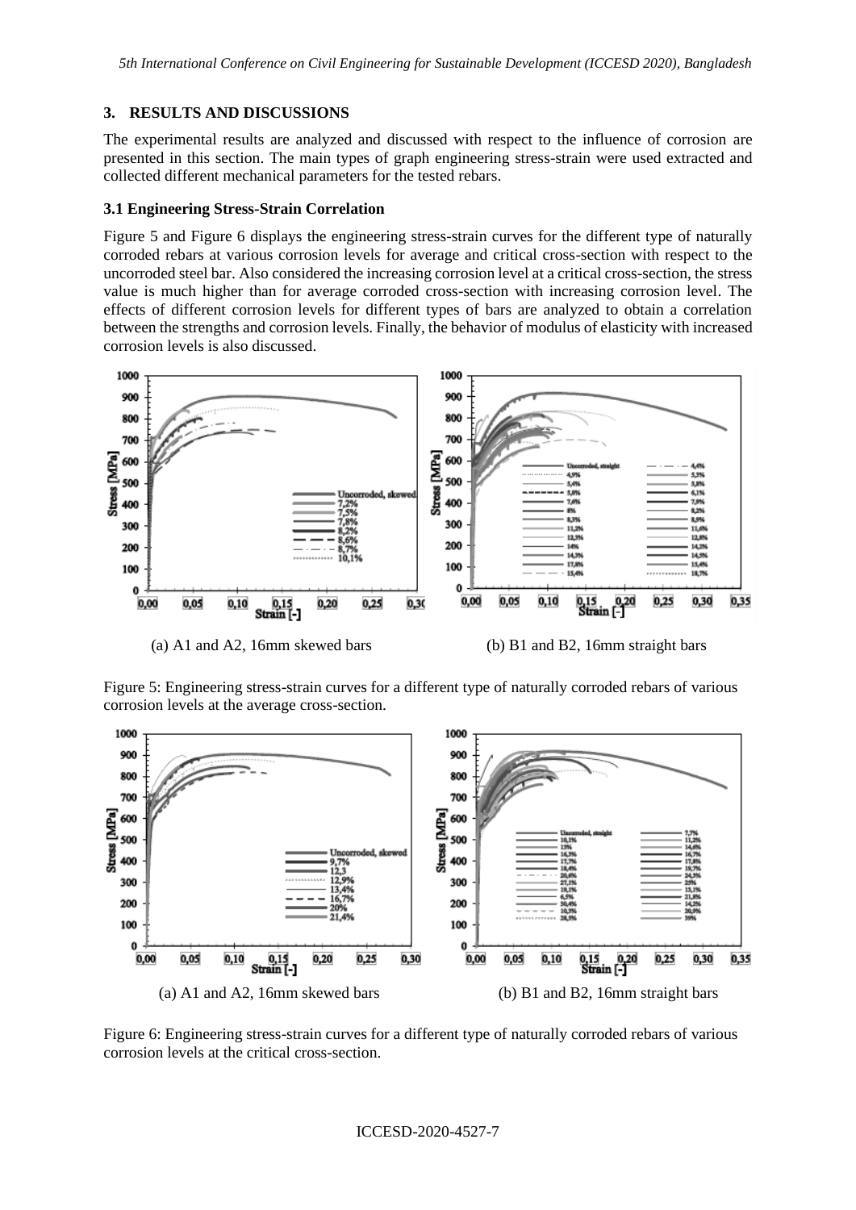## 3. RESULTS AND DISCUSSIONS

The experimental results are analyzed and discussed with respect to the influence of corrosion are presented in this section. The main types of graph engineering stress-strain were used extracted and collected different mechanical parameters for the tested rebars.

### 3.1 Engineering Stress-Strain Correlation

Figure 5 and Figure 6 displays the engineering stress-strain curves for the different type of naturally corroded rebars at various corrosion levels for average and critical cross-section with respect to the uncorroded steel bar. Also considered the increasing corrosion level at a critical cross-section, the stress value is much higher than for average corroded cross-section with increasing corrosion level. The effects of different corrosion levels for different types of bars are analyzed to obtain a correlation between the strengths and corrosion levels. Finally, the behavior of modulus of elasticity with increased corrosion levels is also discussed.

(a) A1 and A2, 16mm skewed bars

(b) B1 and B2, 16mm straight bars

Figure 5: Engineering stress-strain curves for a different type of naturally corroded rebars of various corrosion levels at the average cross-section.

(a) A1 and A2, 16mm skewed bars

(b) B1 and B2, 16mm straight bars

Figure 6: Engineering stress-strain curves for a different type of naturally corroded rebars of various corrosion levels at the critical cross-section.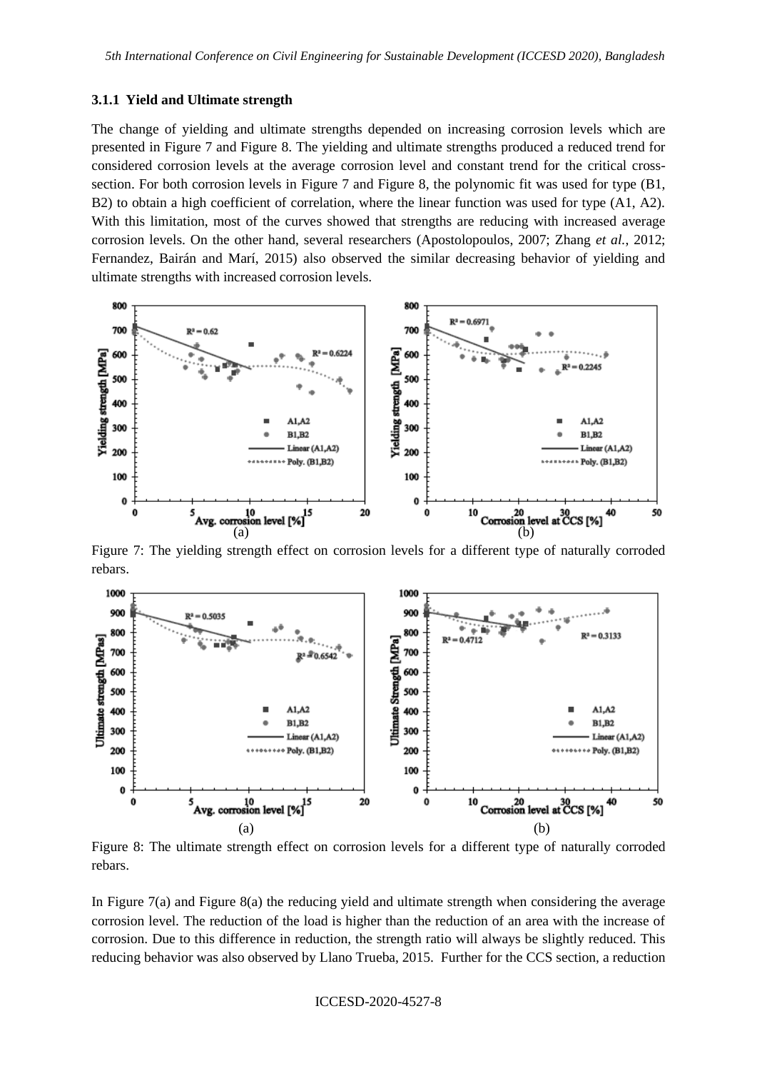### 3.1.1 Yield and Ultimate strength

The change of yielding and ultimate strengths depended on increasing corrosion levels which are presented in Figure 7 and Figure 8. The yielding and ultimate strengths produced a reduced trend for considered corrosion levels at the average corrosion level and constant trend for the critical cross-section. For both corrosion levels in Figure 7 and Figure 8, the polynomic fit was used for type (B1, B2) to obtain a high coefficient of correlation, where the linear function was used for type (A1, A2). With this limitation, most of the curves showed that strengths are reducing with increased average corrosion levels. On the other hand, several researchers (Apostolopoulos, 2007; Zhang *et al.*, 2012; Fernandez, Bairán and Marí, 2015) also observed the similar decreasing behavior of yielding and ultimate strengths with increased corrosion levels.

Figure 7: The yielding strength effect on corrosion levels for a different type of naturally corroded rebars.

Figure 8: The ultimate strength effect on corrosion levels for a different type of naturally corroded rebars.

In Figure 7(a) and Figure 8(a) the reducing yield and ultimate strength when considering the average corrosion level. The reduction of the load is higher than the reduction of an area with the increase of corrosion. Due to this difference in reduction, the strength ratio will always be slightly reduced. This reducing behavior was also observed by Llano Trueba, 2015. Further for the CCS section, a reduction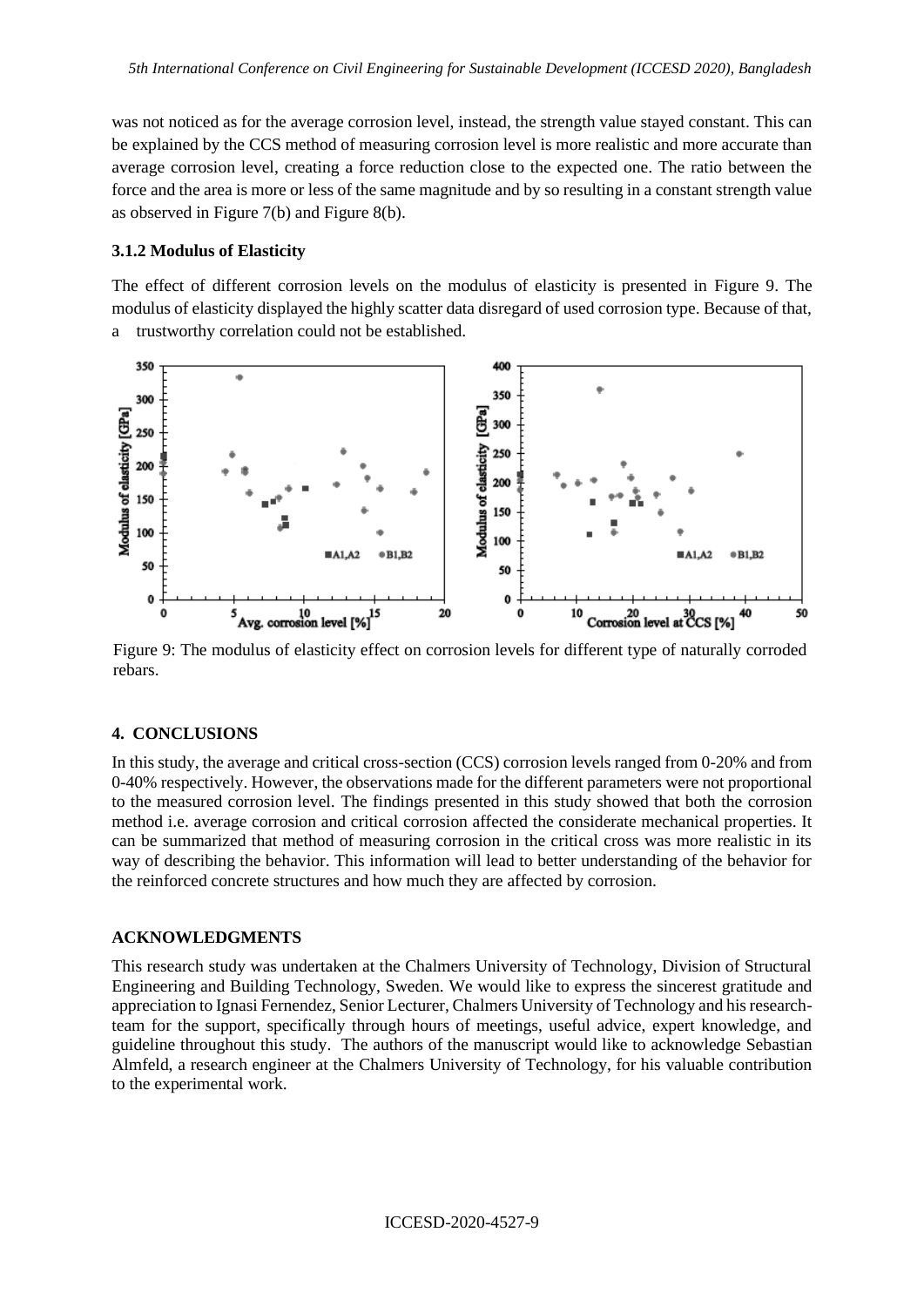was not noticed as for the average corrosion level, instead, the strength value stayed constant. This can be explained by the CCS method of measuring corrosion level is more realistic and more accurate than average corrosion level, creating a force reduction close to the expected one. The ratio between the force and the area is more or less of the same magnitude and by so resulting in a constant strength value as observed in Figure 7(b) and Figure 8(b).

### 3.1.2 Modulus of Elasticity

The effect of different corrosion levels on the modulus of elasticity is presented in Figure 9. The modulus of elasticity displayed the highly scatter data disregard of used corrosion type. Because of that, a trustworthy correlation could not be established.

Figure 9: The modulus of elasticity effect on corrosion levels for different type of naturally corroded rebars.

## 4. CONCLUSIONS

In this study, the average and critical cross-section (CCS) corrosion levels ranged from 0-20% and from 0-40% respectively. However, the observations made for the different parameters were not proportional to the measured corrosion level. The findings presented in this study showed that both the corrosion method i.e. average corrosion and critical corrosion affected the considerate mechanical properties. It can be summarized that method of measuring corrosion in the critical cross was more realistic in its way of describing the behavior. This information will lead to better understanding of the behavior for the reinforced concrete structures and how much they are affected by corrosion.

## ACKNOWLEDGMENTS

This research study was undertaken at the Chalmers University of Technology, Division of Structural Engineering and Building Technology, Sweden. We would like to express the sincerest gratitude and appreciation to Ignasi Fernendez, Senior Lecturer, Chalmers University of Technology and his research-team for the support, specifically through hours of meetings, useful advice, expert knowledge, and guideline throughout this study. The authors of the manuscript would like to acknowledge Sebastian Almfeld, a research engineer at the Chalmers University of Technology, for his valuable contribution to the experimental work.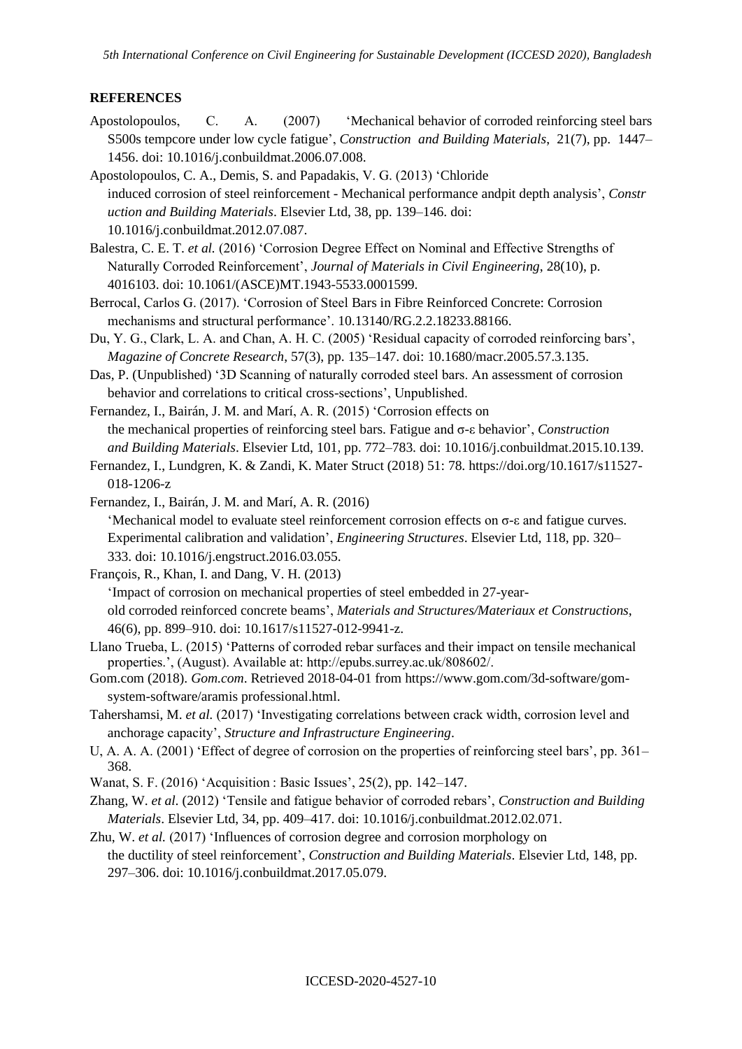## REFERENCES

Apostolopoulos, C. A. (2007) 'Mechanical behavior of corroded reinforcing steel bars S500s tempcore under low cycle fatigue', *Construction and Building Materials*, 21(7), pp. 1447–1456. doi: 10.1016/j.conbuildmat.2006.07.008.

Apostolopoulos, C. A., Demis, S. and Papadakis, V. G. (2013) 'Chloride induced corrosion of steel reinforcement - Mechanical performance andpit depth analysis', *Construction and Building Materials*. Elsevier Ltd, 38, pp. 139–146. doi: 10.1016/j.conbuildmat.2012.07.087.

Balestra, C. E. T. *et al.* (2016) 'Corrosion Degree Effect on Nominal and Effective Strengths of Naturally Corroded Reinforcement', *Journal of Materials in Civil Engineering*, 28(10), p. 4016103. doi: 10.1061/(ASCE)MT.1943-5533.0001599.

Berrocal, Carlos G. (2017). 'Corrosion of Steel Bars in Fibre Reinforced Concrete: Corrosion mechanisms and structural performance'. 10.13140/RG.2.2.18233.88166.

Du, Y. G., Clark, L. A. and Chan, A. H. C. (2005) 'Residual capacity of corroded reinforcing bars', *Magazine of Concrete Research*, 57(3), pp. 135–147. doi: 10.1680/macr.2005.57.3.135.

Das, P. (Unpublished) '3D Scanning of naturally corroded steel bars. An assessment of corrosion behavior and correlations to critical cross-sections', Unpublished.

Fernandez, I., Bairán, J. M. and Marí, A. R. (2015) 'Corrosion effects on the mechanical properties of reinforcing steel bars. Fatigue and σ-ε behavior', *Construction and Building Materials*. Elsevier Ltd, 101, pp. 772–783. doi: 10.1016/j.conbuildmat.2015.10.139.

Fernandez, I., Lundgren, K. & Zandi, K. Mater Struct (2018) 51: 78. https://doi.org/10.1617/s11527-018-1206-z

Fernandez, I., Bairán, J. M. and Marí, A. R. (2016) 'Mechanical model to evaluate steel reinforcement corrosion effects on σ-ε and fatigue curves. Experimental calibration and validation', *Engineering Structures*. Elsevier Ltd, 118, pp. 320–333. doi: 10.1016/j.engstruct.2016.03.055.

François, R., Khan, I. and Dang, V. H. (2013) 'Impact of corrosion on mechanical properties of steel embedded in 27-year-old corroded reinforced concrete beams', *Materials and Structures/Materiaux et Constructions*, 46(6), pp. 899–910. doi: 10.1617/s11527-012-9941-z.

Llano Trueba, L. (2015) 'Patterns of corroded rebar surfaces and their impact on tensile mechanical properties.', (August). Available at: http://epubs.surrey.ac.uk/808602/.

Gom.com (2018). *Gom.com*. Retrieved 2018-04-01 from https://www.gom.com/3d-software/gom-system-software/aramis professional.html.

Tahershamsi, M. *et al.* (2017) 'Investigating correlations between crack width, corrosion level and anchorage capacity', *Structure and Infrastructure Engineering*.

U, A. A. A. (2001) 'Effect of degree of corrosion on the properties of reinforcing steel bars', pp. 361–368.

Wanat, S. F. (2016) 'Acquisition : Basic Issues', 25(2), pp. 142–147.

Zhang, W. *et al*. (2012) 'Tensile and fatigue behavior of corroded rebars', *Construction and Building Materials*. Elsevier Ltd, 34, pp. 409–417. doi: 10.1016/j.conbuildmat.2012.02.071.

Zhu, W. *et al.* (2017) 'Influences of corrosion degree and corrosion morphology on the ductility of steel reinforcement', *Construction and Building Materials*. Elsevier Ltd, 148, pp. 297–306. doi: 10.1016/j.conbuildmat.2017.05.079.